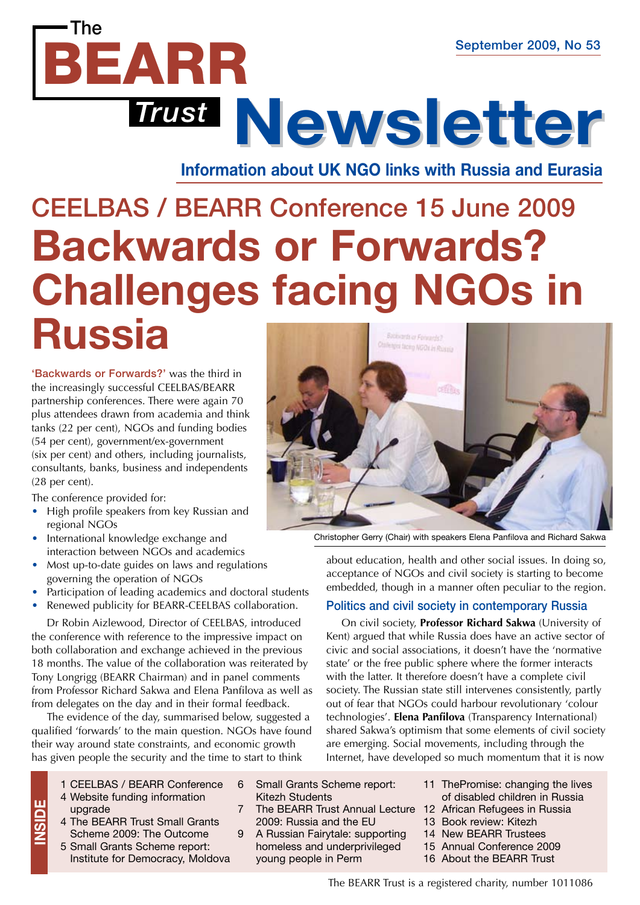# The BEARR Trust Newsletter

September 2009, No 53

**Information about UK NGO links with Russia and Eurasia**

## CEELBAS / BEARR Conference 15 June 2009

# Backwards or Forwards? Challenges facing NGOs in Russia

**'Backwards or Forwards?'** was the third in the increasingly successful CEELBAS/BEARR partnership conferences. There were again 70 plus attendees drawn from academia and think tanks (22 per cent), NGOs and funding bodies (54 per cent), government/ex-government (six per cent) and others, including journalists, consultants, banks, business and independents (28 per cent).

The conference provided for:

- High profile speakers from key Russian and regional NGOs
- International knowledge exchange and interaction between NGOs and academics
- Most up-to-date guides on laws and regulations governing the operation of NGOs
- Participation of leading academics and doctoral students
- Renewed publicity for BEARR-CEELBAS collaboration.

Dr Robin Aizlewood, Director of CEELBAS, introduced the conference with reference to the impressive impact on both collaboration and exchange achieved in the previous 18 months. The value of the collaboration was reiterated by Tony Longrigg (BEARR Chairman) and in panel comments from Professor Richard Sakwa and Elena Panfilova as well as from delegates on the day and in their formal feedback.

The evidence of the day, summarised below, suggested a qualified 'forwards' to the main question. NGOs have found their way around state constraints, and economic growth has given people the security and the time to start to think about education, health and other social issues. In doing so, acceptance of NGOs and civil society is starting to become embedded, though in a manner often peculiar to the region.

Christopher Gerry (Chair) with speakers Elena Panfilova and Richard Sakwa

### Politics and civil society in contemporary Russia

On civil society, **Professor Richard Sakwa** (University of Kent) argued that while Russia does have an active sector of civic and social associations, it doesn't have the 'normative state' or the free public sphere where the former interacts with the latter. It therefore doesn't have a complete civil society. The Russian state still intervenes consistently, partly out of fear that NGOs could harbour revolutionary 'colour technologies'. **Elena Panfilova** (Transparency International) shared Sakwa's optimism that some elements of civil society are emerging. Social movements, including through the Internet, have developed so much momentum that it is now

**INSIDE**

- 1 CEELBAS / BEARR Conference
- 4 Website funding information upgrade
- 4 The BEARR Trust Small Grants Scheme 2009: The Outcome
- 5 Small Grants Scheme report: Institute for Democracy, Moldova
- 6 Small Grants Scheme report: Kitezh Students
- 7 The BEARR Trust Annual Lecture 2009: Russia and the EU
- 9 A Russian Fairytale: supporting homeless and underprivileged young people in Perm
- 11 ThePromise: changing the lives of disabled children in Russia
- 12 African Refugees in Russia
- 13 Book review: Kitezh
- 14 New BEARR Trustees
- 15 Annual Conference 2009
- 16 About the BEARR Trust

The BEARR Trust is a registered charity, number 1011086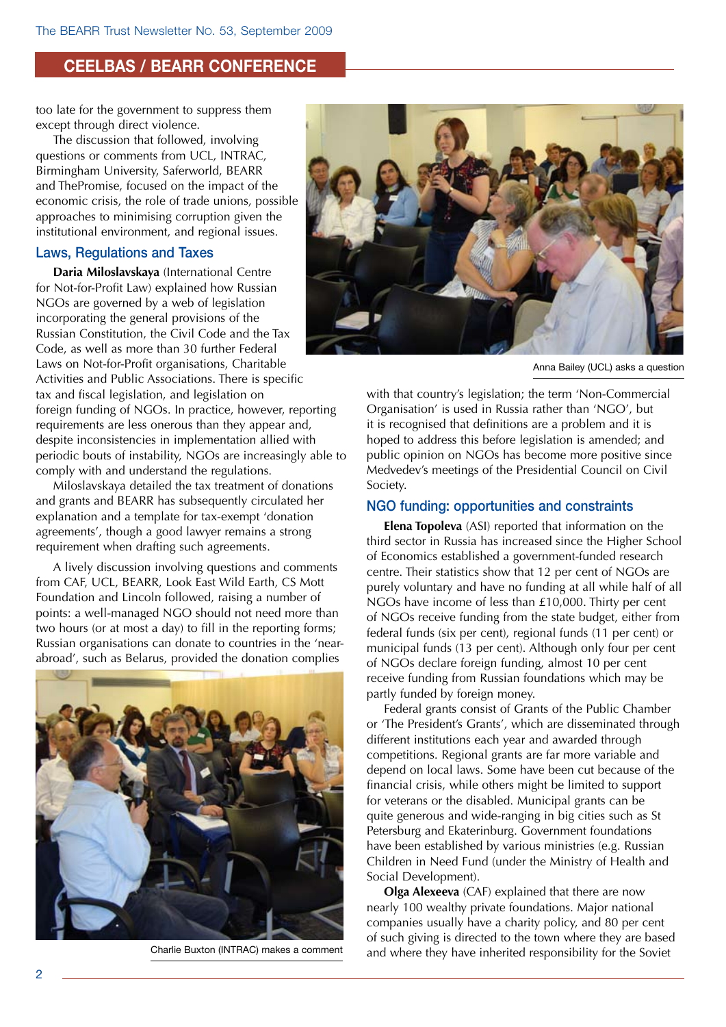## CEELBAS / BEARR CONFERENCE

too late for the government to suppress them except through direct violence.

The discussion that followed, involving questions or comments from UCL, INTRAC, Birmingham University, Saferworld, BEARR and ThePromise, focused on the impact of the economic crisis, the role of trade unions, possible approaches to minimising corruption given the institutional environment, and regional issues.

### Laws, Regulations and Taxes

**Daria Miloslavskaya** (International Centre for Not-for-Profit Law) explained how Russian NGOs are governed by a web of legislation incorporating the general provisions of the Russian Constitution, the Civil Code and the Tax Code, as well as more than 30 further Federal Laws on Not-for-Profit organisations, Charitable Activities and Public Associations. There is specific tax and fiscal legislation, and legislation on foreign funding of NGOs. In practice, however, reporting requirements are less onerous than they appear and, despite inconsistencies in implementation allied with periodic bouts of instability, NGOs are increasingly able to comply with and understand the regulations.

Miloslavskaya detailed the tax treatment of donations and grants and BEARR has subsequently circulated her explanation and a template for tax-exempt 'donation agreements', though a good lawyer remains a strong requirement when drafting such agreements.

A lively discussion involving questions and comments from CAF, UCL, BEARR, Look East Wild Earth, CS Mott Foundation and Lincoln followed, raising a number of points: a well-managed NGO should not need more than two hours (or at most a day) to fill in the reporting forms; Russian organisations can donate to countries in the 'near-abroad', such as Belarus, provided the donation complies with that country's legislation; the term 'Non-Commercial Organisation' is used in Russia rather than 'NGO', but it is recognised that definitions are a problem and it is hoped to address this before legislation is amended; and public opinion on NGOs has become more positive since Medvedev's meetings of the Presidential Council on Civil Society.

Anna Bailey (UCL) asks a question

Charlie Buxton (INTRAC) makes a comment

### NGO funding: opportunities and constraints

**Elena Topoleva** (ASI) reported that information on the third sector in Russia has increased since the Higher School of Economics established a government-funded research centre. Their statistics show that 12 per cent of NGOs are purely voluntary and have no funding at all while half of all NGOs have income of less than £10,000. Thirty per cent of NGOs receive funding from the state budget, either from federal funds (six per cent), regional funds (11 per cent) or municipal funds (13 per cent). Although only four per cent of NGOs declare foreign funding, almost 10 per cent receive funding from Russian foundations which may be partly funded by foreign money.

Federal grants consist of Grants of the Public Chamber or 'The President's Grants', which are disseminated through different institutions each year and awarded through competitions. Regional grants are far more variable and depend on local laws. Some have been cut because of the financial crisis, while others might be limited to support for veterans or the disabled. Municipal grants can be quite generous and wide-ranging in big cities such as St Petersburg and Ekaterinburg. Government foundations have been established by various ministries (e.g. Russian Children in Need Fund (under the Ministry of Health and Social Development).

**Olga Alexeeva** (CAF) explained that there are now nearly 100 wealthy private foundations. Major national companies usually have a charity policy, and 80 per cent of such giving is directed to the town where they are based and where they have inherited responsibility for the Soviet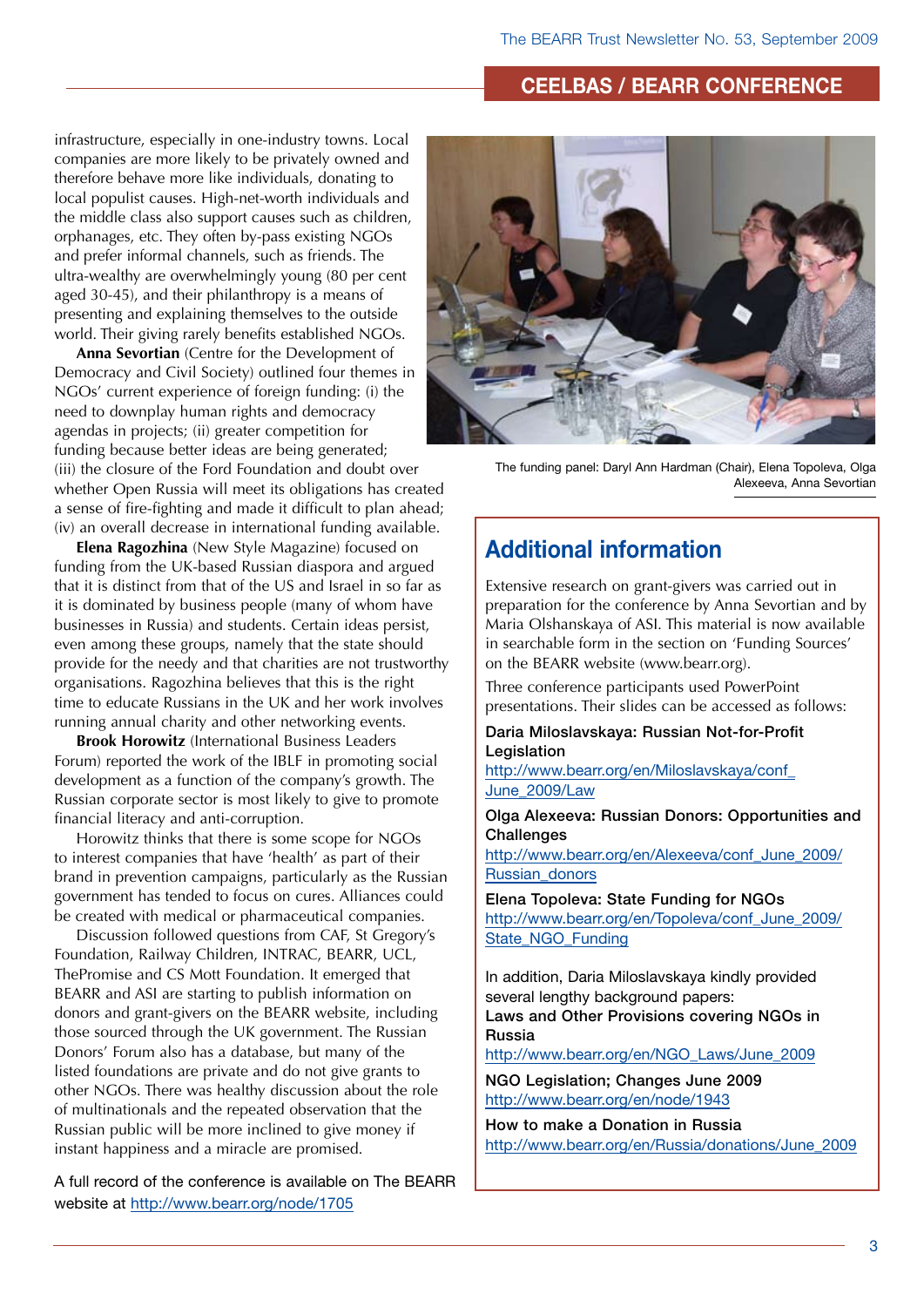## CEELBAS / BEARR CONFERENCE

infrastructure, especially in one-industry towns. Local companies are more likely to be privately owned and therefore behave more like individuals, donating to local populist causes. High-net-worth individuals and the middle class also support causes such as children, orphanages, etc. They often by-pass existing NGOs and prefer informal channels, such as friends. The ultra-wealthy are overwhelmingly young (80 per cent aged 30-45), and their philanthropy is a means of presenting and explaining themselves to the outside world. Their giving rarely benefits established NGOs.

**Anna Sevortian** (Centre for the Development of Democracy and Civil Society) outlined four themes in NGOs' current experience of foreign funding: (i) the need to downplay human rights and democracy agendas in projects; (ii) greater competition for funding because better ideas are being generated; (iii) the closure of the Ford Foundation and doubt over whether Open Russia will meet its obligations has created a sense of fire-fighting and made it difficult to plan ahead; (iv) an overall decrease in international funding available.

**Elena Ragozhina** (New Style Magazine) focused on funding from the UK-based Russian diaspora and argued that it is distinct from that of the US and Israel in so far as it is dominated by business people (many of whom have businesses in Russia) and students. Certain ideas persist, even among these groups, namely that the state should provide for the needy and that charities are not trustworthy organisations. Ragozhina believes that this is the right time to educate Russians in the UK and her work involves running annual charity and other networking events.

**Brook Horowitz** (International Business Leaders Forum) reported the work of the IBLF in promoting social development as a function of the company's growth. The Russian corporate sector is most likely to give to promote financial literacy and anti-corruption.

Horowitz thinks that there is some scope for NGOs to interest companies that have 'health' as part of their brand in prevention campaigns, particularly as the Russian government has tended to focus on cures. Alliances could be created with medical or pharmaceutical companies.

Discussion followed questions from CAF, St Gregory's Foundation, Railway Children, INTRAC, BEARR, UCL, ThePromise and CS Mott Foundation. It emerged that BEARR and ASI are starting to publish information on donors and grant-givers on the BEARR website, including those sourced through the UK government. The Russian Donors' Forum also has a database, but many of the listed foundations are private and do not give grants to other NGOs. There was healthy discussion about the role of multinationals and the repeated observation that the Russian public will be more inclined to give money if instant happiness and a miracle are promised.

A full record of the conference is available on The BEARR website at http://www.bearr.org/node/1705

The funding panel: Daryl Ann Hardman (Chair), Elena Topoleva, Olga Alexeeva, Anna Sevortian

## Additional information

Extensive research on grant-givers was carried out in preparation for the conference by Anna Sevortian and by Maria Olshanskaya of ASI. This material is now available in searchable form in the section on 'Funding Sources' on the BEARR website (www.bearr.org).

Three conference participants used PowerPoint presentations. Their slides can be accessed as follows:

**Daria Miloslavskaya: Russian Not-for-Profit Legislation**
http://www.bearr.org/en/Miloslavskaya/conf_June_2009/Law

**Olga Alexeeva: Russian Donors: Opportunities and Challenges**
http://www.bearr.org/en/Alexeeva/conf_June_2009/Russian_donors

**Elena Topoleva: State Funding for NGOs**
http://www.bearr.org/en/Topoleva/conf_June_2009/State_NGO_Funding

In addition, Daria Miloslavskaya kindly provided several lengthy background papers:

**Laws and Other Provisions covering NGOs in Russia**
http://www.bearr.org/en/NGO_Laws/June_2009

**NGO Legislation; Changes June 2009**
http://www.bearr.org/en/node/1943

**How to make a Donation in Russia**
http://www.bearr.org/en/Russia/donations/June_2009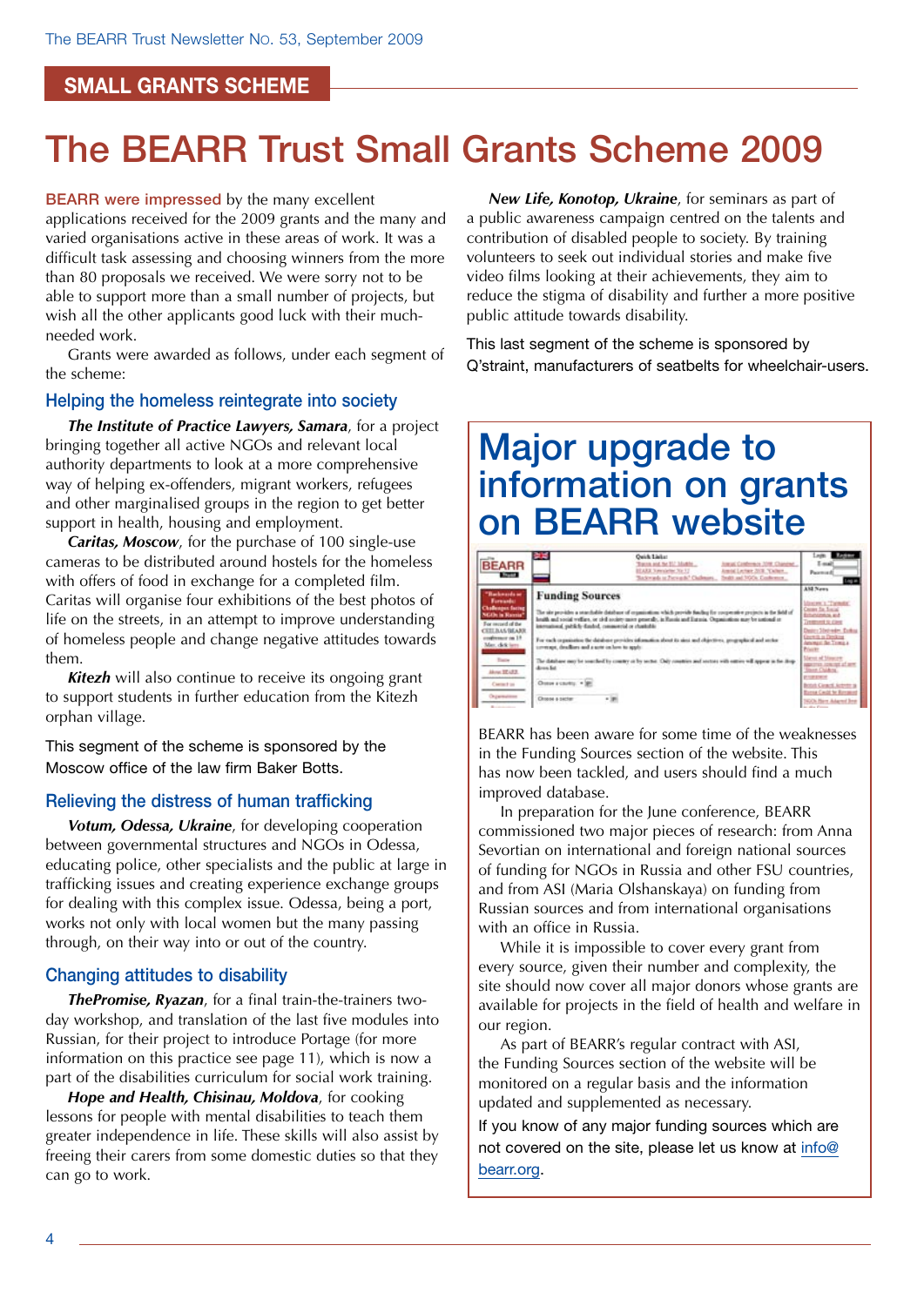SMALL GRANTS SCHEME

# The BEARR Trust Small Grants Scheme 2009

BEARR were impressed by the many excellent applications received for the 2009 grants and the many and varied organisations active in these areas of work. It was a difficult task assessing and choosing winners from the more than 80 proposals we received. We were sorry not to be able to support more than a small number of projects, but wish all the other applicants good luck with their much-needed work.

Grants were awarded as follows, under each segment of the scheme:

## Helping the homeless reintegrate into society

***The Institute of Practice Lawyers, Samara***, for a project bringing together all active NGOs and relevant local authority departments to look at a more comprehensive way of helping ex-offenders, migrant workers, refugees and other marginalised groups in the region to get better support in health, housing and employment.

***Caritas, Moscow***, for the purchase of 100 single-use cameras to be distributed around hostels for the homeless with offers of food in exchange for a completed film. Caritas will organise four exhibitions of the best photos of life on the streets, in an attempt to improve understanding of homeless people and change negative attitudes towards them.

***Kitezh*** will also continue to receive its ongoing grant to support students in further education from the Kitezh orphan village.

This segment of the scheme is sponsored by the Moscow office of the law firm Baker Botts.

## Relieving the distress of human trafficking

***Votum, Odessa, Ukraine***, for developing cooperation between governmental structures and NGOs in Odessa, educating police, other specialists and the public at large in trafficking issues and creating experience exchange groups for dealing with this complex issue. Odessa, being a port, works not only with local women but the many passing through, on their way into or out of the country.

## Changing attitudes to disability

***ThePromise, Ryazan***, for a final train-the-trainers two-day workshop, and translation of the last five modules into Russian, for their project to introduce Portage (for more information on this practice see page 11), which is now a part of the disabilities curriculum for social work training.

***Hope and Health, Chisinau, Moldova***, for cooking lessons for people with mental disabilities to teach them greater independence in life. These skills will also assist by freeing their carers from some domestic duties so that they can go to work.

***New Life, Konotop, Ukraine***, for seminars as part of a public awareness campaign centred on the talents and contribution of disabled people to society. By training volunteers to seek out individual stories and make five video films looking at their achievements, they aim to reduce the stigma of disability and further a more positive public attitude towards disability.

This last segment of the scheme is sponsored by Q'straint, manufacturers of seatbelts for wheelchair-users.

# Major upgrade to information on grants on BEARR website

BEARR has been aware for some time of the weaknesses in the Funding Sources section of the website. This has now been tackled, and users should find a much improved database.

In preparation for the June conference, BEARR commissioned two major pieces of research: from Anna Sevortian on international and foreign national sources of funding for NGOs in Russia and other FSU countries, and from ASI (Maria Olshanskaya) on funding from Russian sources and from international organisations with an office in Russia.

While it is impossible to cover every grant from every source, given their number and complexity, the site should now cover all major donors whose grants are available for projects in the field of health and welfare in our region.

As part of BEARR's regular contract with ASI, the Funding Sources section of the website will be monitored on a regular basis and the information updated and supplemented as necessary.

If you know of any major funding sources which are not covered on the site, please let us know at info@bearr.org.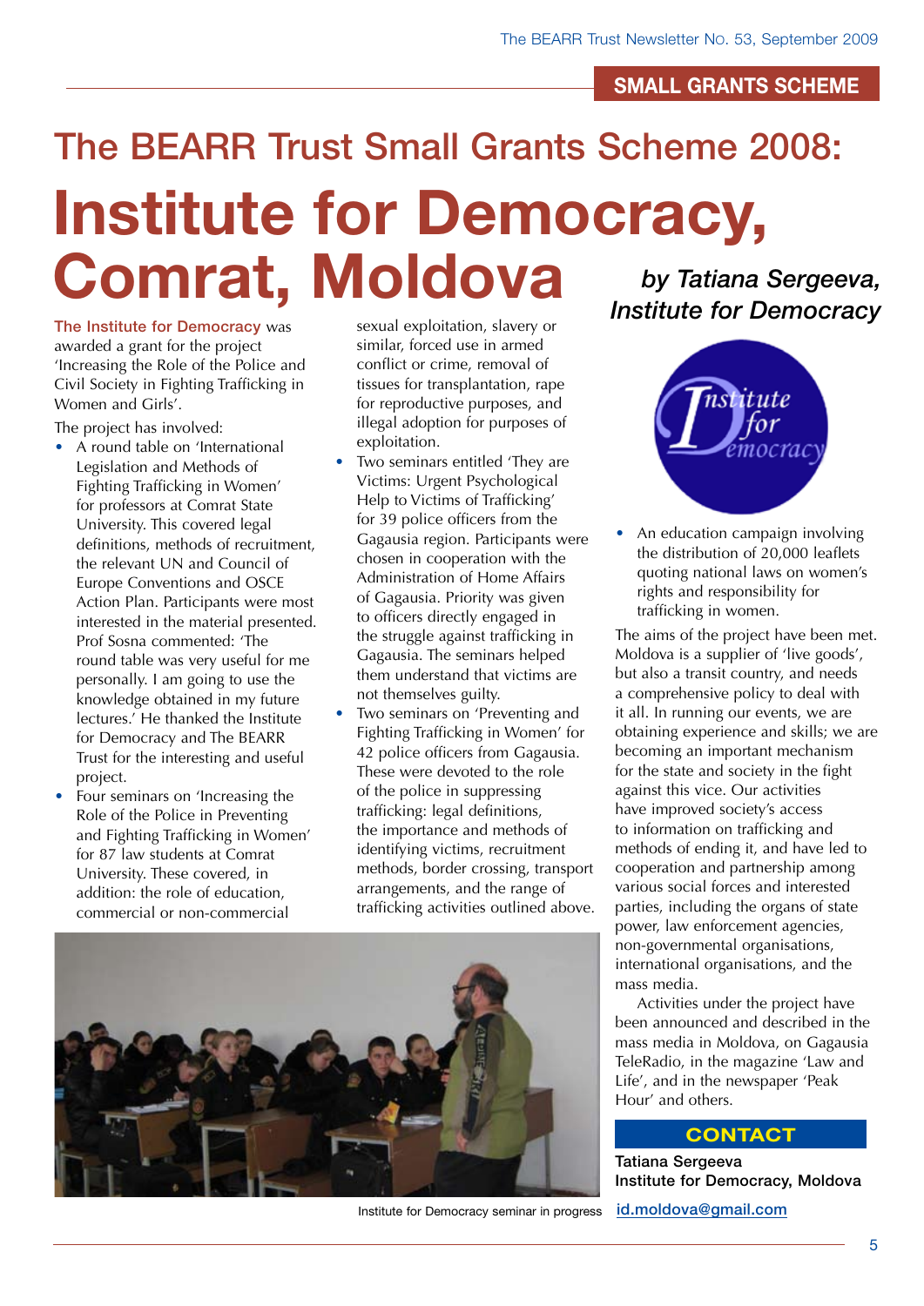SMALL GRANTS SCHEME

# The BEARR Trust Small Grants Scheme 2008: Institute for Democracy, Comrat, Moldova

*by Tatiana Sergeeva, Institute for Democracy*

**The Institute for Democracy** was awarded a grant for the project 'Increasing the Role of the Police and Civil Society in Fighting Trafficking in Women and Girls'.

The project has involved:

- A round table on 'International Legislation and Methods of Fighting Trafficking in Women' for professors at Comrat State University. This covered legal definitions, methods of recruitment, the relevant UN and Council of Europe Conventions and OSCE Action Plan. Participants were most interested in the material presented. Prof Sosna commented: 'The round table was very useful for me personally. I am going to use the knowledge obtained in my future lectures.' He thanked the Institute for Democracy and The BEARR Trust for the interesting and useful project.
- Four seminars on 'Increasing the Role of the Police in Preventing and Fighting Trafficking in Women' for 87 law students at Comrat University. These covered, in addition: the role of education, commercial or non-commercial sexual exploitation, slavery or similar, forced use in armed conflict or crime, removal of tissues for transplantation, rape for reproductive purposes, and illegal adoption for purposes of exploitation.
- Two seminars entitled 'They are Victims: Urgent Psychological Help to Victims of Trafficking' for 39 police officers from the Gagausia region. Participants were chosen in cooperation with the Administration of Home Affairs of Gagausia. Priority was given to officers directly engaged in the struggle against trafficking in Gagausia. The seminars helped them understand that victims are not themselves guilty.
- Two seminars on 'Preventing and Fighting Trafficking in Women' for 42 police officers from Gagausia. These were devoted to the role of the police in suppressing trafficking: legal definitions, the importance and methods of identifying victims, recruitment methods, border crossing, transport arrangements, and the range of trafficking activities outlined above.
- An education campaign involving the distribution of 20,000 leaflets quoting national laws on women's rights and responsibility for trafficking in women.

Institute for Democracy seminar in progress

The aims of the project have been met. Moldova is a supplier of 'live goods', but also a transit country, and needs a comprehensive policy to deal with it all. In running our events, we are obtaining experience and skills; we are becoming an important mechanism for the state and society in the fight against this vice. Our activities have improved society's access to information on trafficking and methods of ending it, and have led to cooperation and partnership among various social forces and interested parties, including the organs of state power, law enforcement agencies, non-governmental organisations, international organisations, and the mass media.

Activities under the project have been announced and described in the mass media in Moldova, on Gagausia TeleRadio, in the magazine 'Law and Life', and in the newspaper 'Peak Hour' and others.

**CONTACT**

**Tatiana Sergeeva**
**Institute for Democracy, Moldova**
id.moldova@gmail.com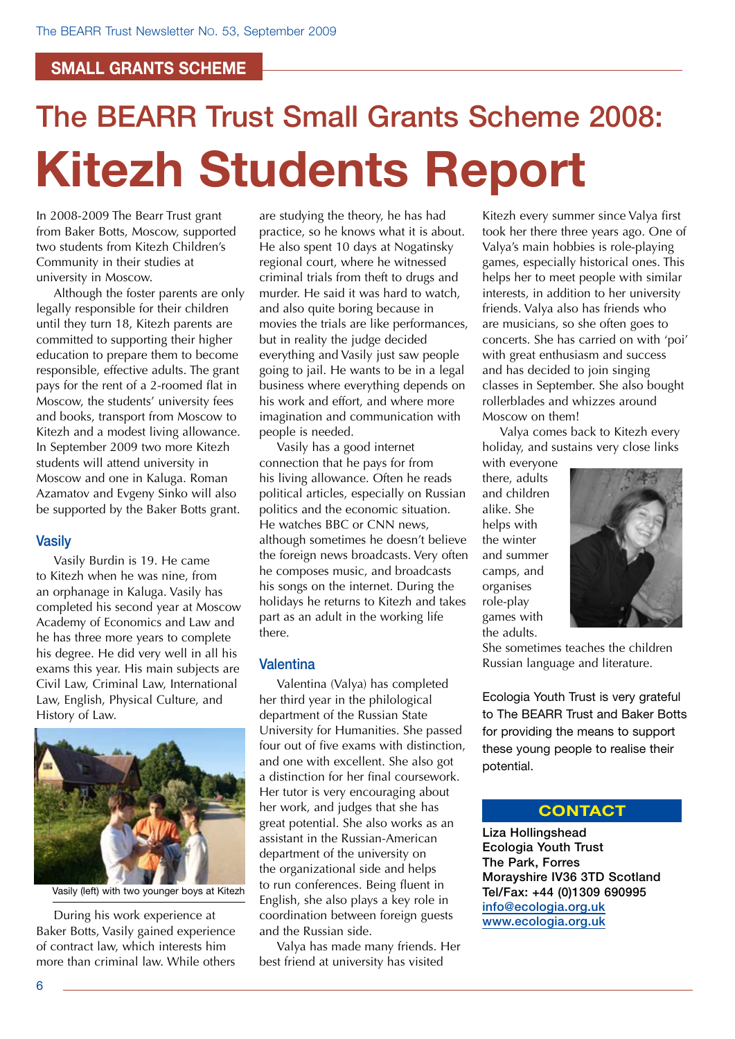SMALL GRANTS SCHEME

# The BEARR Trust Small Grants Scheme 2008: Kitezh Students Report

In 2008-2009 The Bearr Trust grant from Baker Botts, Moscow, supported two students from Kitezh Children's Community in their studies at university in Moscow.

Although the foster parents are only legally responsible for their children until they turn 18, Kitezh parents are committed to supporting their higher education to prepare them to become responsible, effective adults. The grant pays for the rent of a 2-roomed flat in Moscow, the students' university fees and books, transport from Moscow to Kitezh and a modest living allowance. In September 2009 two more Kitezh students will attend university in Moscow and one in Kaluga. Roman Azamatov and Evgeny Sinko will also be supported by the Baker Botts grant.

## Vasily

Vasily Burdin is 19. He came to Kitezh when he was nine, from an orphanage in Kaluga. Vasily has completed his second year at Moscow Academy of Economics and Law and he has three more years to complete his degree. He did very well in all his exams this year. His main subjects are Civil Law, Criminal Law, International Law, English, Physical Culture, and History of Law.

Vasily (left) with two younger boys at Kitezh

During his work experience at Baker Botts, Vasily gained experience of contract law, which interests him more than criminal law. While others are studying the theory, he has had practice, so he knows what it is about. He also spent 10 days at Nogatinsky regional court, where he witnessed criminal trials from theft to drugs and murder. He said it was hard to watch, and also quite boring because in movies the trials are like performances, but in reality the judge decided everything and Vasily just saw people going to jail. He wants to be in a legal business where everything depends on his work and effort, and where more imagination and communication with people is needed.

Vasily has a good internet connection that he pays for from his living allowance. Often he reads political articles, especially on Russian politics and the economic situation. He watches BBC or CNN news, although sometimes he doesn't believe the foreign news broadcasts. Very often he composes music, and broadcasts his songs on the internet. During the holidays he returns to Kitezh and takes part as an adult in the working life there.

## Valentina

Valentina (Valya) has completed her third year in the philological department of the Russian State University for Humanities. She passed four out of five exams with distinction, and one with excellent. She also got a distinction for her final coursework. Her tutor is very encouraging about her work, and judges that she has great potential. She also works as an assistant in the Russian-American department of the university on the organizational side and helps to run conferences. Being fluent in English, she also plays a key role in coordination between foreign guests and the Russian side.

Valya has made many friends. Her best friend at university has visited Kitezh every summer since Valya first took her there three years ago. One of Valya's main hobbies is role-playing games, especially historical ones. This helps her to meet people with similar interests, in addition to her university friends. Valya also has friends who are musicians, so she often goes to concerts. She has carried on with 'poi' with great enthusiasm and success and has decided to join singing classes in September. She also bought rollerblades and whizzes around Moscow on them!

Valya comes back to Kitezh every holiday, and sustains very close links with everyone there, adults and children alike. She helps with the winter and summer camps, and organises role-play games with the adults. She sometimes teaches the children Russian language and literature.

Ecologia Youth Trust is very grateful to The BEARR Trust and Baker Botts for providing the means to support these young people to realise their potential.

### CONTACT

**Liza Hollingshead**
**Ecologia Youth Trust**
**The Park, Forres**
**Morayshire IV36 3TD Scotland**
**Tel/Fax: +44 (0)1309 690995**
**info@ecologia.org.uk**
**www.ecologia.org.uk**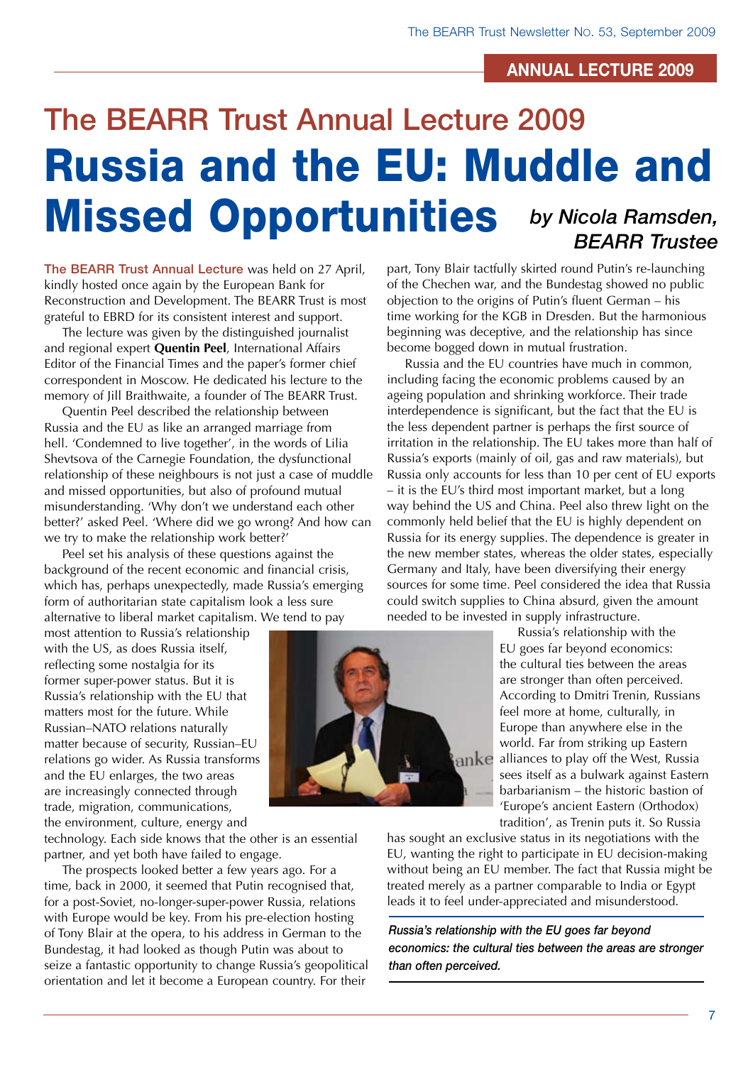ANNUAL LECTURE 2009

## The BEARR Trust Annual Lecture 2009

# Russia and the EU: Muddle and Missed Opportunities

*by Nicola Ramsden, BEARR Trustee*

**The BEARR Trust Annual Lecture** was held on 27 April, kindly hosted once again by the European Bank for Reconstruction and Development. The BEARR Trust is most grateful to EBRD for its consistent interest and support.

The lecture was given by the distinguished journalist and regional expert **Quentin Peel**, International Affairs Editor of the Financial Times and the paper's former chief correspondent in Moscow. He dedicated his lecture to the memory of Jill Braithwaite, a founder of The BEARR Trust.

Quentin Peel described the relationship between Russia and the EU as like an arranged marriage from hell. 'Condemned to live together', in the words of Lilia Shevtsova of the Carnegie Foundation, the dysfunctional relationship of these neighbours is not just a case of muddle and missed opportunities, but also of profound mutual misunderstanding. 'Why don't we understand each other better?' asked Peel. 'Where did we go wrong? And how can we try to make the relationship work better?'

Peel set his analysis of these questions against the background of the recent economic and financial crisis, which has, perhaps unexpectedly, made Russia's emerging form of authoritarian state capitalism look a less sure alternative to liberal market capitalism. We tend to pay most attention to Russia's relationship with the US, as does Russia itself, reflecting some nostalgia for its former super-power status. But it is Russia's relationship with the EU that matters most for the future. While Russian–NATO relations naturally matter because of security, Russian–EU relations go wider. As Russia transforms and the EU enlarges, the two areas are increasingly connected through trade, migration, communications, the environment, culture, energy and technology. Each side knows that the other is an essential partner, and yet both have failed to engage.

The prospects looked better a few years ago. For a time, back in 2000, it seemed that Putin recognised that, for a post-Soviet, no-longer-super-power Russia, relations with Europe would be key. From his pre-election hosting of Tony Blair at the opera, to his address in German to the Bundestag, it had looked as though Putin was about to seize a fantastic opportunity to change Russia's geopolitical orientation and let it become a European country. For their part, Tony Blair tactfully skirted round Putin's re-launching of the Chechen war, and the Bundestag showed no public objection to the origins of Putin's fluent German – his time working for the KGB in Dresden. But the harmonious beginning was deceptive, and the relationship has since become bogged down in mutual frustration.

Russia and the EU countries have much in common, including facing the economic problems caused by an ageing population and shrinking workforce. Their trade interdependence is significant, but the fact that the EU is the less dependent partner is perhaps the first source of irritation in the relationship. The EU takes more than half of Russia's exports (mainly of oil, gas and raw materials), but Russia only accounts for less than 10 per cent of EU exports – it is the EU's third most important market, but a long way behind the US and China. Peel also threw light on the commonly held belief that the EU is highly dependent on Russia for its energy supplies. The dependence is greater in the new member states, whereas the older states, especially Germany and Italy, have been diversifying their energy sources for some time. Peel considered the idea that Russia could switch supplies to China absurd, given the amount needed to be invested in supply infrastructure.

Russia's relationship with the EU goes far beyond economics: the cultural ties between the areas are stronger than often perceived. According to Dmitri Trenin, Russians feel more at home, culturally, in Europe than anywhere else in the world. Far from striking up Eastern alliances to play off the West, Russia sees itself as a bulwark against Eastern barbarianism – the historic bastion of 'Europe's ancient Eastern (Orthodox) tradition', as Trenin puts it. So Russia has sought an exclusive status in its negotiations with the EU, wanting the right to participate in EU decision-making without being an EU member. The fact that Russia might be treated merely as a partner comparable to India or Egypt leads it to feel under-appreciated and misunderstood.

*Russia's relationship with the EU goes far beyond economics: the cultural ties between the areas are stronger than often perceived.*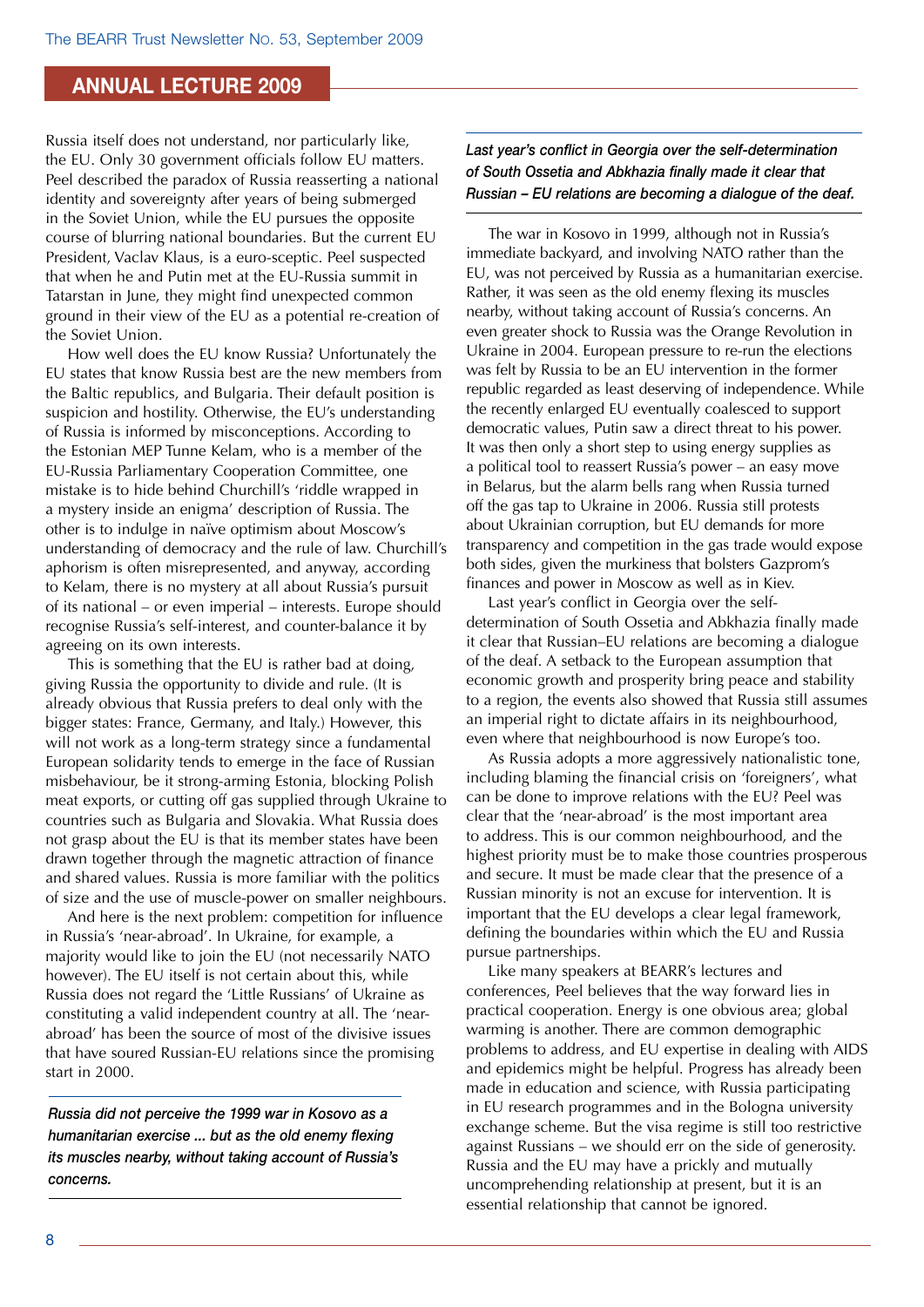## ANNUAL LECTURE 2009

Russia itself does not understand, nor particularly like, the EU. Only 30 government officials follow EU matters. Peel described the paradox of Russia reasserting a national identity and sovereignty after years of being submerged in the Soviet Union, while the EU pursues the opposite course of blurring national boundaries. But the current EU President, Vaclav Klaus, is a euro-sceptic. Peel suspected that when he and Putin met at the EU-Russia summit in Tatarstan in June, they might find unexpected common ground in their view of the EU as a potential re-creation of the Soviet Union.

How well does the EU know Russia? Unfortunately the EU states that know Russia best are the new members from the Baltic republics, and Bulgaria. Their default position is suspicion and hostility. Otherwise, the EU's understanding of Russia is informed by misconceptions. According to the Estonian MEP Tunne Kelam, who is a member of the EU-Russia Parliamentary Cooperation Committee, one mistake is to hide behind Churchill's 'riddle wrapped in a mystery inside an enigma' description of Russia. The other is to indulge in naïve optimism about Moscow's understanding of democracy and the rule of law. Churchill's aphorism is often misrepresented, and anyway, according to Kelam, there is no mystery at all about Russia's pursuit of its national – or even imperial – interests. Europe should recognise Russia's self-interest, and counter-balance it by agreeing on its own interests.

This is something that the EU is rather bad at doing, giving Russia the opportunity to divide and rule. (It is already obvious that Russia prefers to deal only with the bigger states: France, Germany, and Italy.) However, this will not work as a long-term strategy since a fundamental European solidarity tends to emerge in the face of Russian misbehaviour, be it strong-arming Estonia, blocking Polish meat exports, or cutting off gas supplied through Ukraine to countries such as Bulgaria and Slovakia. What Russia does not grasp about the EU is that its member states have been drawn together through the magnetic attraction of finance and shared values. Russia is more familiar with the politics of size and the use of muscle-power on smaller neighbours.

And here is the next problem: competition for influence in Russia's 'near-abroad'. In Ukraine, for example, a majority would like to join the EU (not necessarily NATO however). The EU itself is not certain about this, while Russia does not regard the 'Little Russians' of Ukraine as constituting a valid independent country at all. The 'near-abroad' has been the source of most of the divisive issues that have soured Russian-EU relations since the promising start in 2000.

> *Russia did not perceive the 1999 war in Kosovo as a humanitarian exercise ... but as the old enemy flexing its muscles nearby, without taking account of Russia's concerns.*

> *Last year's conflict in Georgia over the self-determination of South Ossetia and Abkhazia finally made it clear that Russian – EU relations are becoming a dialogue of the deaf.*

The war in Kosovo in 1999, although not in Russia's immediate backyard, and involving NATO rather than the EU, was not perceived by Russia as a humanitarian exercise. Rather, it was seen as the old enemy flexing its muscles nearby, without taking account of Russia's concerns. An even greater shock to Russia was the Orange Revolution in Ukraine in 2004. European pressure to re-run the elections was felt by Russia to be an EU intervention in the former republic regarded as least deserving of independence. While the recently enlarged EU eventually coalesced to support democratic values, Putin saw a direct threat to his power. It was then only a short step to using energy supplies as a political tool to reassert Russia's power – an easy move in Belarus, but the alarm bells rang when Russia turned off the gas tap to Ukraine in 2006. Russia still protests about Ukrainian corruption, but EU demands for more transparency and competition in the gas trade would expose both sides, given the murkiness that bolsters Gazprom's finances and power in Moscow as well as in Kiev.

Last year's conflict in Georgia over the self-determination of South Ossetia and Abkhazia finally made it clear that Russian–EU relations are becoming a dialogue of the deaf. A setback to the European assumption that economic growth and prosperity bring peace and stability to a region, the events also showed that Russia still assumes an imperial right to dictate affairs in its neighbourhood, even where that neighbourhood is now Europe's too.

As Russia adopts a more aggressively nationalistic tone, including blaming the financial crisis on 'foreigners', what can be done to improve relations with the EU? Peel was clear that the 'near-abroad' is the most important area to address. This is our common neighbourhood, and the highest priority must be to make those countries prosperous and secure. It must be made clear that the presence of a Russian minority is not an excuse for intervention. It is important that the EU develops a clear legal framework, defining the boundaries within which the EU and Russia pursue partnerships.

Like many speakers at BEARR's lectures and conferences, Peel believes that the way forward lies in practical cooperation. Energy is one obvious area; global warming is another. There are common demographic problems to address, and EU expertise in dealing with AIDS and epidemics might be helpful. Progress has already been made in education and science, with Russia participating in EU research programmes and in the Bologna university exchange scheme. But the visa regime is still too restrictive against Russians – we should err on the side of generosity. Russia and the EU may have a prickly and mutually uncomprehending relationship at present, but it is an essential relationship that cannot be ignored.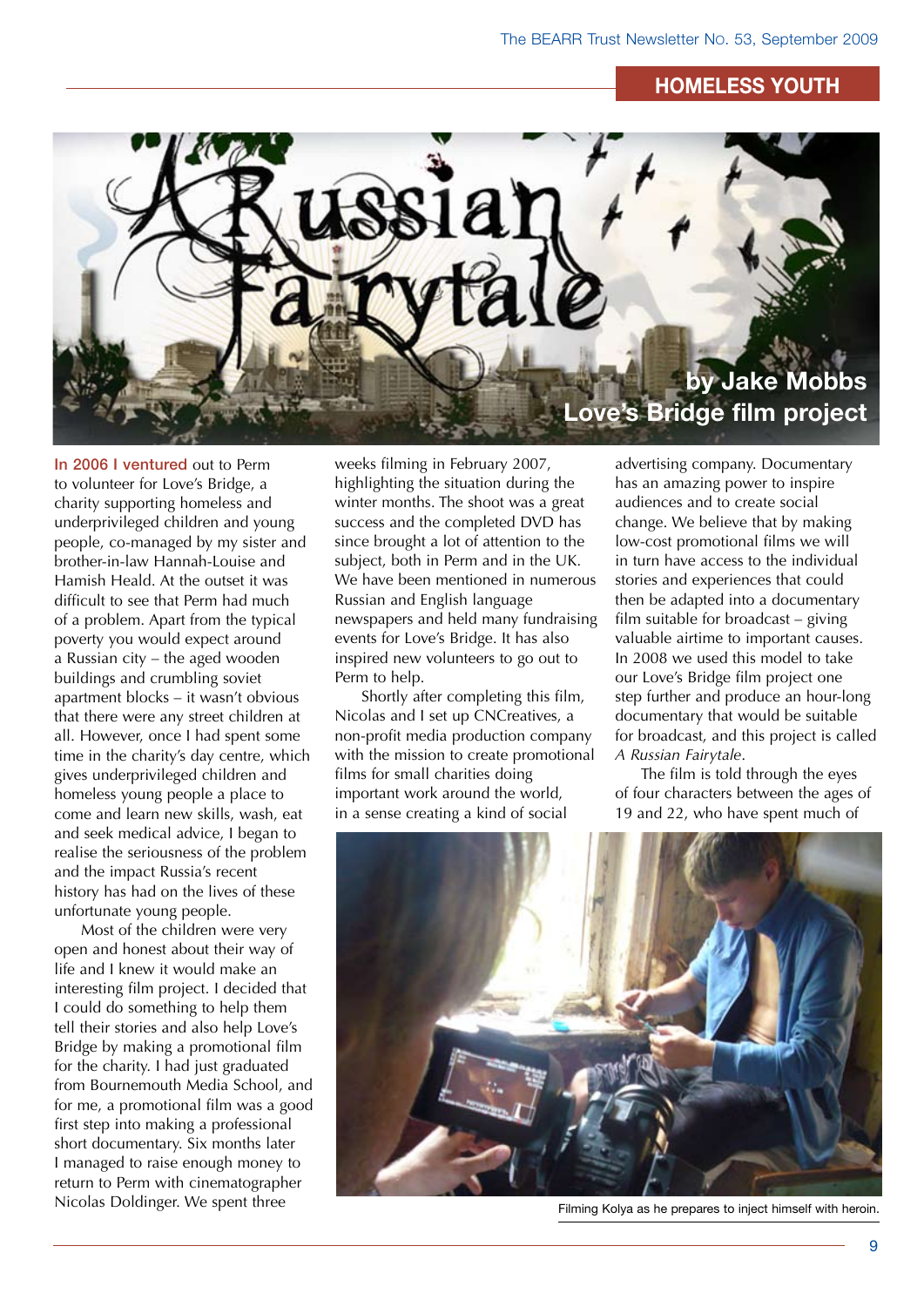# Russian Fairytale

**by Jake Mobbs**
**Love's Bridge film project**

In 2006 I ventured out to Perm to volunteer for Love's Bridge, a charity supporting homeless and underprivileged children and young people, co-managed by my sister and brother-in-law Hannah-Louise and Hamish Heald. At the outset it was difficult to see that Perm had much of a problem. Apart from the typical poverty you would expect around a Russian city – the aged wooden buildings and crumbling soviet apartment blocks – it wasn't obvious that there were any street children at all. However, once I had spent some time in the charity's day centre, which gives underprivileged children and homeless young people a place to come and learn new skills, wash, eat and seek medical advice, I began to realise the seriousness of the problem and the impact Russia's recent history has had on the lives of these unfortunate young people.

Most of the children were very open and honest about their way of life and I knew it would make an interesting film project. I decided that I could do something to help them tell their stories and also help Love's Bridge by making a promotional film for the charity. I had just graduated from Bournemouth Media School, and for me, a promotional film was a good first step into making a professional short documentary. Six months later I managed to raise enough money to return to Perm with cinematographer Nicolas Doldinger. We spent three weeks filming in February 2007, highlighting the situation during the winter months. The shoot was a great success and the completed DVD has since brought a lot of attention to the subject, both in Perm and in the UK. We have been mentioned in numerous Russian and English language newspapers and held many fundraising events for Love's Bridge. It has also inspired new volunteers to go out to Perm to help.

Shortly after completing this film, Nicolas and I set up CNCreatives, a non-profit media production company with the mission to create promotional films for small charities doing important work around the world, in a sense creating a kind of social advertising company. Documentary has an amazing power to inspire audiences and to create social change. We believe that by making low-cost promotional films we will in turn have access to the individual stories and experiences that could then be adapted into a documentary film suitable for broadcast – giving valuable airtime to important causes. In 2008 we used this model to take our Love's Bridge film project one step further and produce an hour-long documentary that would be suitable for broadcast, and this project is called *A Russian Fairytale*.

The film is told through the eyes of four characters between the ages of 19 and 22, who have spent much of

Filming Kolya as he prepares to inject himself with heroin.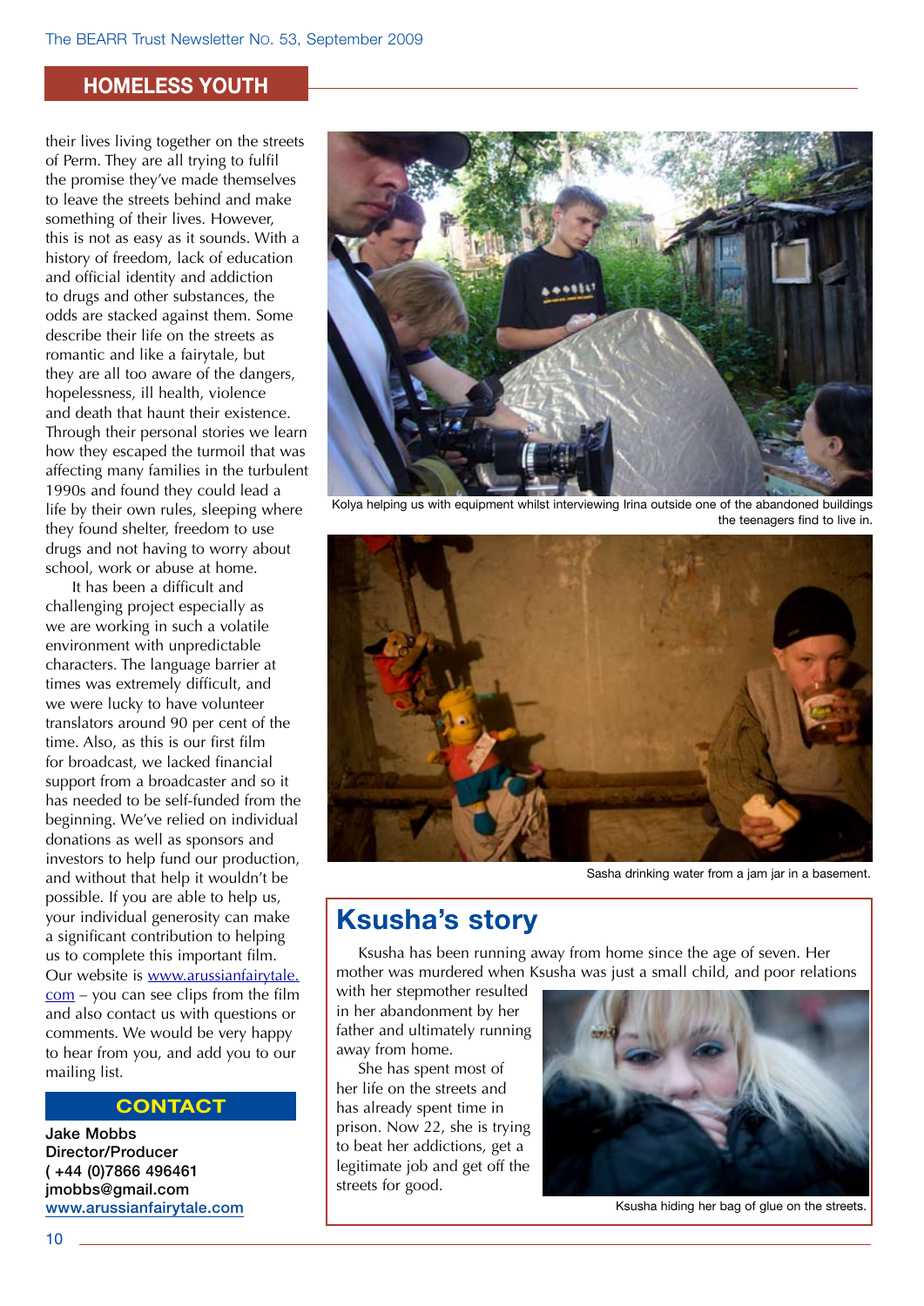## HOMELESS YOUTH

their lives living together on the streets of Perm. They are all trying to fulfil the promise they've made themselves to leave the streets behind and make something of their lives. However, this is not as easy as it sounds. With a history of freedom, lack of education and official identity and addiction to drugs and other substances, the odds are stacked against them. Some describe their life on the streets as romantic and like a fairytale, but they are all too aware of the dangers, hopelessness, ill health, violence and death that haunt their existence. Through their personal stories we learn how they escaped the turmoil that was affecting many families in the turbulent 1990s and found they could lead a life by their own rules, sleeping where they found shelter, freedom to use drugs and not having to worry about school, work or abuse at home.

It has been a difficult and challenging project especially as we are working in such a volatile environment with unpredictable characters. The language barrier at times was extremely difficult, and we were lucky to have volunteer translators around 90 per cent of the time. Also, as this is our first film for broadcast, we lacked financial support from a broadcaster and so it has needed to be self-funded from the beginning. We've relied on individual donations as well as sponsors and investors to help fund our production, and without that help it wouldn't be possible. If you are able to help us, your individual generosity can make a significant contribution to helping us to complete this important film. Our website is [www.arussianfairytale.com](http://www.arussianfairytale.com) – you can see clips from the film and also contact us with questions or comments. We would be very happy to hear from you, and add you to our mailing list.

### CONTACT

**Jake Mobbs**
**Director/Producer**
**( +44 (0)7866 496461**
**jmobbs@gmail.com**
**[www.arussianfairytale.com](http://www.arussianfairytale.com)**

Kolya helping us with equipment whilst interviewing Irina outside one of the abandoned buildings the teenagers find to live in.

Sasha drinking water from a jam jar in a basement.

## Ksusha's story

Ksusha has been running away from home since the age of seven. Her mother was murdered when Ksusha was just a small child, and poor relations with her stepmother resulted in her abandonment by her father and ultimately running away from home.

She has spent most of her life on the streets and has already spent time in prison. Now 22, she is trying to beat her addictions, get a legitimate job and get off the streets for good.

Ksusha hiding her bag of glue on the streets.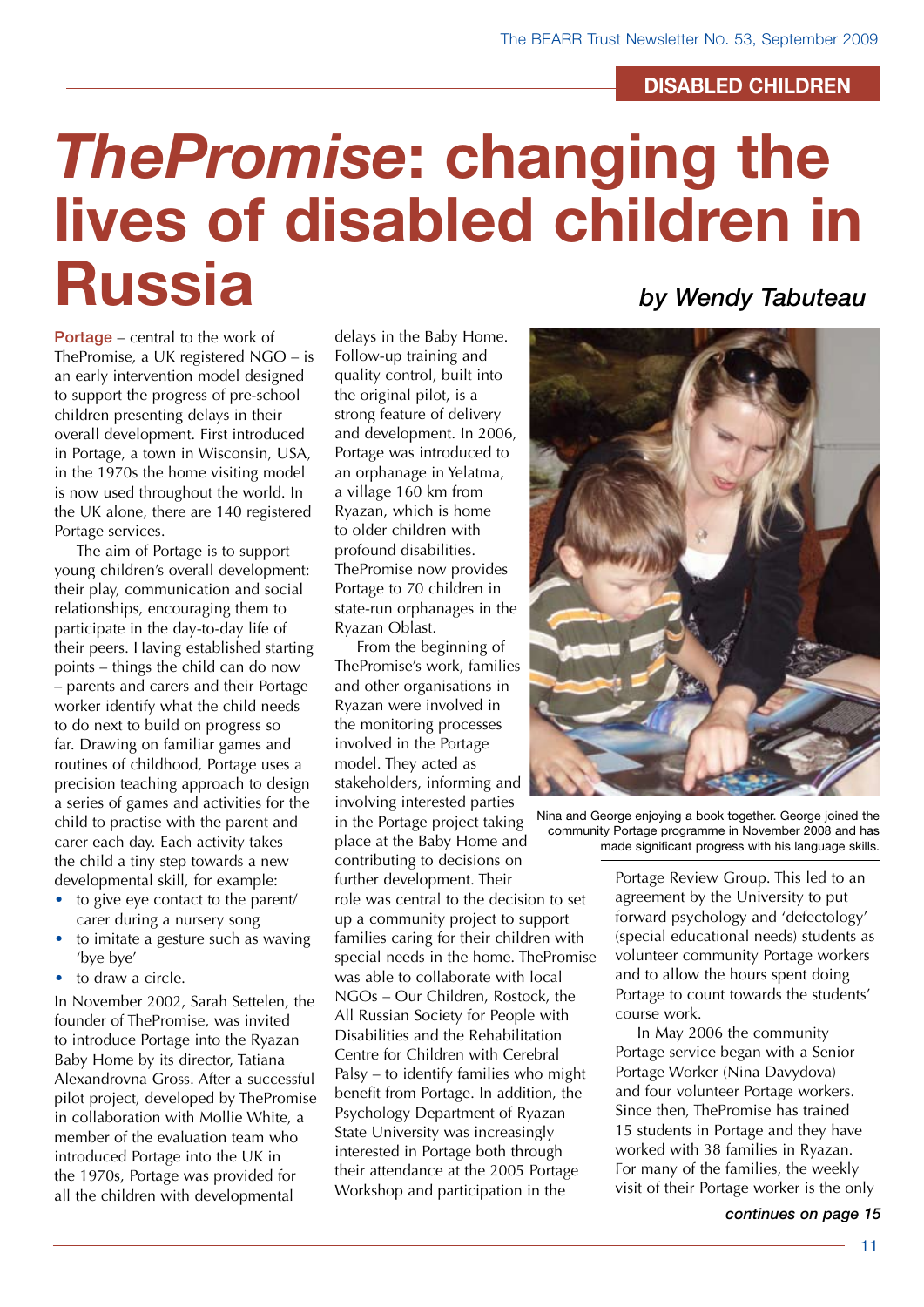DISABLED CHILDREN

# *ThePromise*: changing the lives of disabled children in Russia

### *by Wendy Tabuteau*

**Portage** – central to the work of ThePromise, a UK registered NGO – is an early intervention model designed to support the progress of pre-school children presenting delays in their overall development. First introduced in Portage, a town in Wisconsin, USA, in the 1970s the home visiting model is now used throughout the world. In the UK alone, there are 140 registered Portage services.

The aim of Portage is to support young children's overall development: their play, communication and social relationships, encouraging them to participate in the day-to-day life of their peers. Having established starting points – things the child can do now – parents and carers and their Portage worker identify what the child needs to do next to build on progress so far. Drawing on familiar games and routines of childhood, Portage uses a precision teaching approach to design a series of games and activities for the child to practise with the parent and carer each day. Each activity takes the child a tiny step towards a new developmental skill, for example:

- to give eye contact to the parent/carer during a nursery song
- to imitate a gesture such as waving 'bye bye'
- to draw a circle.

In November 2002, Sarah Settelen, the founder of ThePromise, was invited to introduce Portage into the Ryazan Baby Home by its director, Tatiana Alexandrovna Gross. After a successful pilot project, developed by ThePromise in collaboration with Mollie White, a member of the evaluation team who introduced Portage into the UK in the 1970s, Portage was provided for all the children with developmental delays in the Baby Home. Follow-up training and quality control, built into the original pilot, is a strong feature of delivery and development. In 2006, Portage was introduced to an orphanage in Yelatma, a village 160 km from Ryazan, which is home to older children with profound disabilities. ThePromise now provides Portage to 70 children in state-run orphanages in the Ryazan Oblast.

From the beginning of ThePromise's work, families and other organisations in Ryazan were involved in the monitoring processes involved in the Portage model. They acted as stakeholders, informing and involving interested parties in the Portage project taking place at the Baby Home and contributing to decisions on further development. Their role was central to the decision to set up a community project to support families caring for their children with special needs in the home. ThePromise was able to collaborate with local NGOs – Our Children, Rostock, the All Russian Society for People with Disabilities and the Rehabilitation Centre for Children with Cerebral Palsy – to identify families who might benefit from Portage. In addition, the Psychology Department of Ryazan State University was increasingly interested in Portage both through their attendance at the 2005 Portage Workshop and participation in the Portage Review Group. This led to an agreement by the University to put forward psychology and 'defectology' (special educational needs) students as volunteer community Portage workers and to allow the hours spent doing Portage to count towards the students' course work.

Nina and George enjoying a book together. George joined the community Portage programme in November 2008 and has made significant progress with his language skills.

In May 2006 the community Portage service began with a Senior Portage Worker (Nina Davydova) and four volunteer Portage workers. Since then, ThePromise has trained 15 students in Portage and they have worked with 38 families in Ryazan. For many of the families, the weekly visit of their Portage worker is the only

***continues on page 15***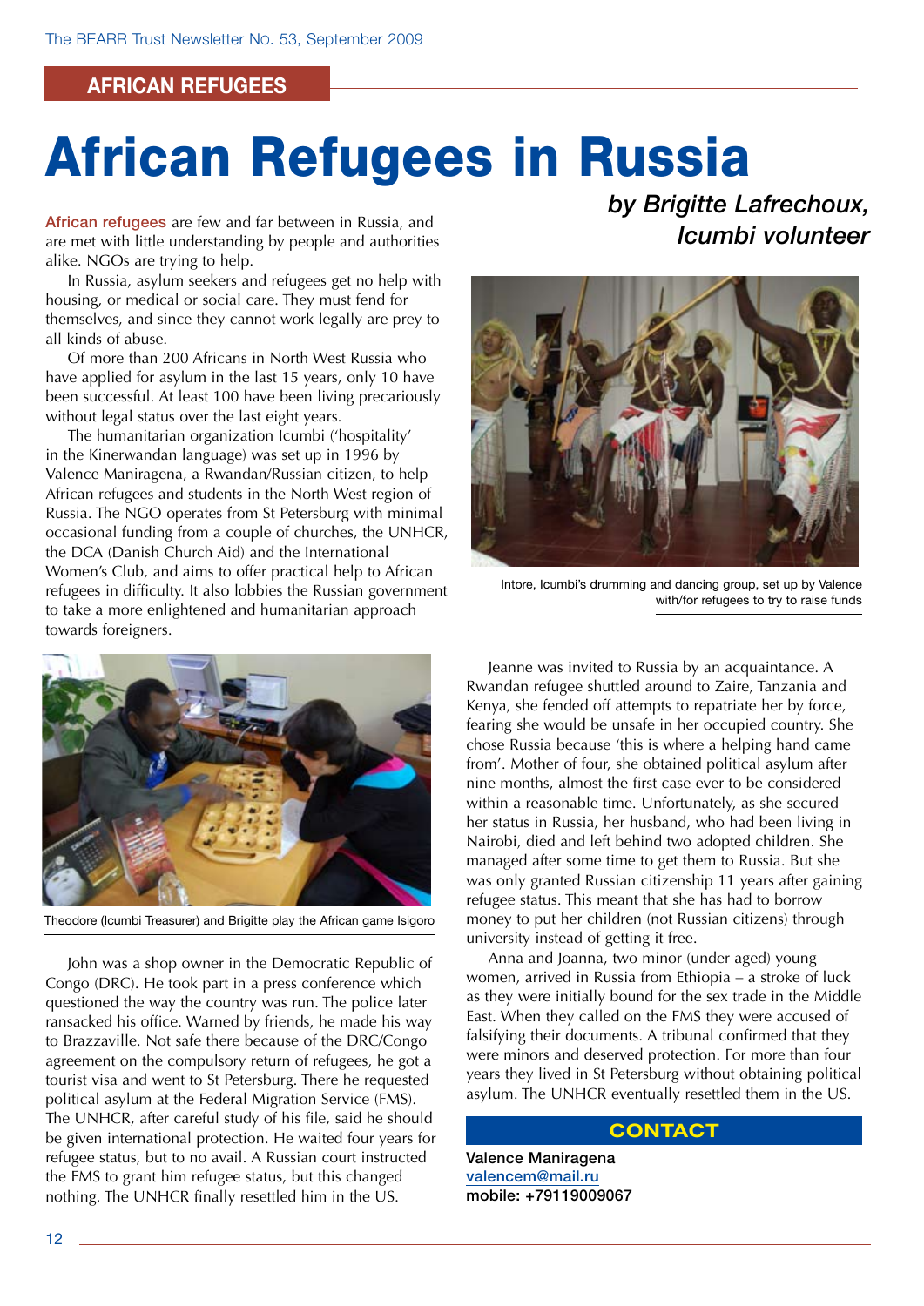AFRICAN REFUGEES

# African Refugees in Russia

*by Brigitte Lafrechoux, Icumbi volunteer*

African refugees are few and far between in Russia, and are met with little understanding by people and authorities alike. NGOs are trying to help.

In Russia, asylum seekers and refugees get no help with housing, or medical or social care. They must fend for themselves, and since they cannot work legally are prey to all kinds of abuse.

Of more than 200 Africans in North West Russia who have applied for asylum in the last 15 years, only 10 have been successful. At least 100 have been living precariously without legal status over the last eight years.

The humanitarian organization Icumbi ('hospitality' in the Kinerwandan language) was set up in 1996 by Valence Maniragena, a Rwandan/Russian citizen, to help African refugees and students in the North West region of Russia. The NGO operates from St Petersburg with minimal occasional funding from a couple of churches, the UNHCR, the DCA (Danish Church Aid) and the International Women's Club, and aims to offer practical help to African refugees in difficulty. It also lobbies the Russian government to take a more enlightened and humanitarian approach towards foreigners.

Intore, Icumbi's drumming and dancing group, set up by Valence with/for refugees to try to raise funds

Theodore (Icumbi Treasurer) and Brigitte play the African game Isigoro

John was a shop owner in the Democratic Republic of Congo (DRC). He took part in a press conference which questioned the way the country was run. The police later ransacked his office. Warned by friends, he made his way to Brazzaville. Not safe there because of the DRC/Congo agreement on the compulsory return of refugees, he got a tourist visa and went to St Petersburg. There he requested political asylum at the Federal Migration Service (FMS). The UNHCR, after careful study of his file, said he should be given international protection. He waited four years for refugee status, but to no avail. A Russian court instructed the FMS to grant him refugee status, but this changed nothing. The UNHCR finally resettled him in the US.

Jeanne was invited to Russia by an acquaintance. A Rwandan refugee shuttled around to Zaire, Tanzania and Kenya, she fended off attempts to repatriate her by force, fearing she would be unsafe in her occupied country. She chose Russia because 'this is where a helping hand came from'. Mother of four, she obtained political asylum after nine months, almost the first case ever to be considered within a reasonable time. Unfortunately, as she secured her status in Russia, her husband, who had been living in Nairobi, died and left behind two adopted children. She managed after some time to get them to Russia. But she was only granted Russian citizenship 11 years after gaining refugee status. This meant that she has had to borrow money to put her children (not Russian citizens) through university instead of getting it free.

Anna and Joanna, two minor (under aged) young women, arrived in Russia from Ethiopia – a stroke of luck as they were initially bound for the sex trade in the Middle East. When they called on the FMS they were accused of falsifying their documents. A tribunal confirmed that they were minors and deserved protection. For more than four years they lived in St Petersburg without obtaining political asylum. The UNHCR eventually resettled them in the US.

## CONTACT

**Valence Maniragena**
valencem@mail.ru
**mobile: +79119009067**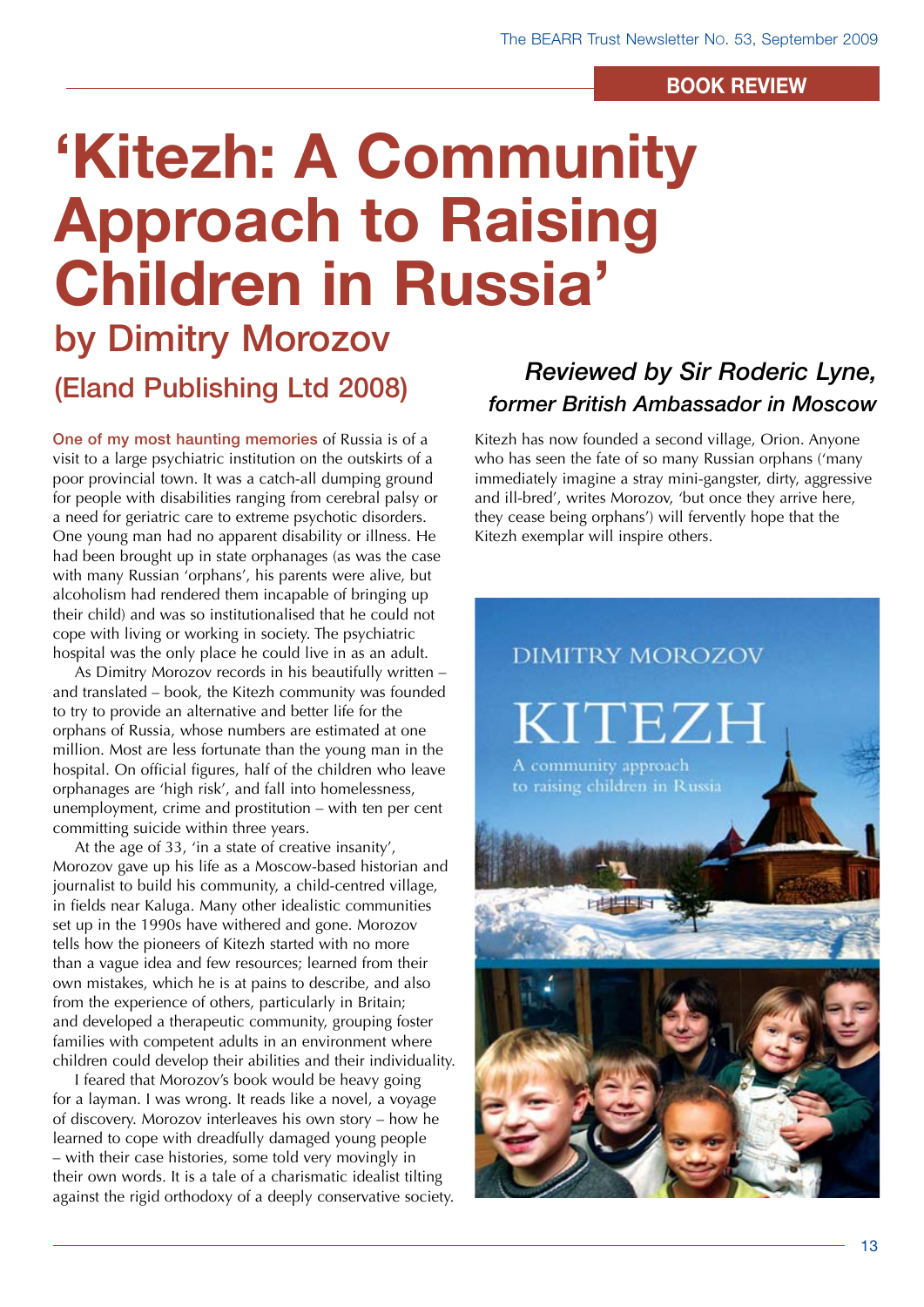BOOK REVIEW

# 'Kitezh: A Community Approach to Raising Children in Russia'

## by Dimitry Morozov

### (Eland Publishing Ltd 2008)

### *Reviewed by Sir Roderic Lyne, former British Ambassador in Moscow*

One of my most haunting memories of Russia is of a visit to a large psychiatric institution on the outskirts of a poor provincial town. It was a catch-all dumping ground for people with disabilities ranging from cerebral palsy or a need for geriatric care to extreme psychotic disorders. One young man had no apparent disability or illness. He had been brought up in state orphanages (as was the case with many Russian 'orphans', his parents were alive, but alcoholism had rendered them incapable of bringing up their child) and was so institutionalised that he could not cope with living or working in society. The psychiatric hospital was the only place he could live in as an adult.

As Dimitry Morozov records in his beautifully written – and translated – book, the Kitezh community was founded to try to provide an alternative and better life for the orphans of Russia, whose numbers are estimated at one million. Most are less fortunate than the young man in the hospital. On official figures, half of the children who leave orphanages are 'high risk', and fall into homelessness, unemployment, crime and prostitution – with ten per cent committing suicide within three years.

At the age of 33, 'in a state of creative insanity', Morozov gave up his life as a Moscow-based historian and journalist to build his community, a child-centred village, in fields near Kaluga. Many other idealistic communities set up in the 1990s have withered and gone. Morozov tells how the pioneers of Kitezh started with no more than a vague idea and few resources; learned from their own mistakes, which he is at pains to describe, and also from the experience of others, particularly in Britain; and developed a therapeutic community, grouping foster families with competent adults in an environment where children could develop their abilities and their individuality.

I feared that Morozov's book would be heavy going for a layman. I was wrong. It reads like a novel, a voyage of discovery. Morozov interleaves his own story – how he learned to cope with dreadfully damaged young people – with their case histories, some told very movingly in their own words. It is a tale of a charismatic idealist tilting against the rigid orthodoxy of a deeply conservative society.

Kitezh has now founded a second village, Orion. Anyone who has seen the fate of so many Russian orphans ('many immediately imagine a stray mini-gangster, dirty, aggressive and ill-bred', writes Morozov, 'but once they arrive here, they cease being orphans') will fervently hope that the Kitezh exemplar will inspire others.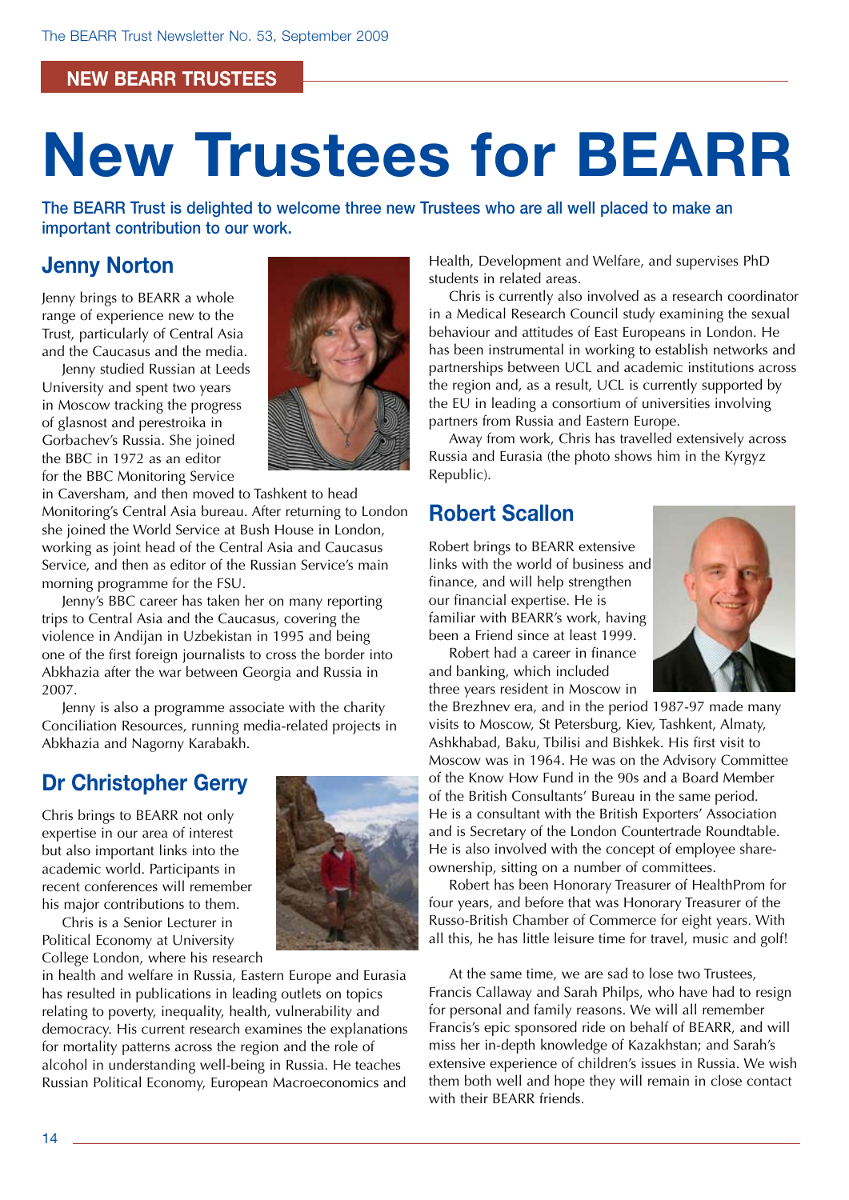NEW BEARR TRUSTEES

# New Trustees for BEARR

**The BEARR Trust is delighted to welcome three new Trustees who are all well placed to make an important contribution to our work.**

## Jenny Norton

Jenny brings to BEARR a whole range of experience new to the Trust, particularly of Central Asia and the Caucasus and the media.

Jenny studied Russian at Leeds University and spent two years in Moscow tracking the progress of glasnost and perestroika in Gorbachev's Russia. She joined the BBC in 1972 as an editor for the BBC Monitoring Service in Caversham, and then moved to Tashkent to head Monitoring's Central Asia bureau. After returning to London she joined the World Service at Bush House in London, working as joint head of the Central Asia and Caucasus Service, and then as editor of the Russian Service's main morning programme for the FSU.

Jenny's BBC career has taken her on many reporting trips to Central Asia and the Caucasus, covering the violence in Andijan in Uzbekistan in 1995 and being one of the first foreign journalists to cross the border into Abkhazia after the war between Georgia and Russia in 2007.

Jenny is also a programme associate with the charity Conciliation Resources, running media-related projects in Abkhazia and Nagorny Karabakh.

## Dr Christopher Gerry

Chris brings to BEARR not only expertise in our area of interest but also important links into the academic world. Participants in recent conferences will remember his major contributions to them.

Chris is a Senior Lecturer in Political Economy at University College London, where his research in health and welfare in Russia, Eastern Europe and Eurasia has resulted in publications in leading outlets on topics relating to poverty, inequality, health, vulnerability and democracy. His current research examines the explanations for mortality patterns across the region and the role of alcohol in understanding well-being in Russia. He teaches Russian Political Economy, European Macroeconomics and Health, Development and Welfare, and supervises PhD students in related areas.

Chris is currently also involved as a research coordinator in a Medical Research Council study examining the sexual behaviour and attitudes of East Europeans in London. He has been instrumental in working to establish networks and partnerships between UCL and academic institutions across the region and, as a result, UCL is currently supported by the EU in leading a consortium of universities involving partners from Russia and Eastern Europe.

Away from work, Chris has travelled extensively across Russia and Eurasia (the photo shows him in the Kyrgyz Republic).

## Robert Scallon

Robert brings to BEARR extensive links with the world of business and finance, and will help strengthen our financial expertise. He is familiar with BEARR's work, having been a Friend since at least 1999.

Robert had a career in finance and banking, which included three years resident in Moscow in the Brezhnev era, and in the period 1987-97 made many visits to Moscow, St Petersburg, Kiev, Tashkent, Almaty, Ashkhabad, Baku, Tbilisi and Bishkek. His first visit to Moscow was in 1964. He was on the Advisory Committee of the Know How Fund in the 90s and a Board Member of the British Consultants' Bureau in the same period. He is a consultant with the British Exporters' Association and is Secretary of the London Countertrade Roundtable. He is also involved with the concept of employee share-ownership, sitting on a number of committees.

Robert has been Honorary Treasurer of HealthProm for four years, and before that was Honorary Treasurer of the Russo-British Chamber of Commerce for eight years. With all this, he has little leisure time for travel, music and golf!

At the same time, we are sad to lose two Trustees, Francis Callaway and Sarah Philps, who have had to resign for personal and family reasons. We will all remember Francis's epic sponsored ride on behalf of BEARR, and will miss her in-depth knowledge of Kazakhstan; and Sarah's extensive experience of children's issues in Russia. We wish them both well and hope they will remain in close contact with their BEARR friends.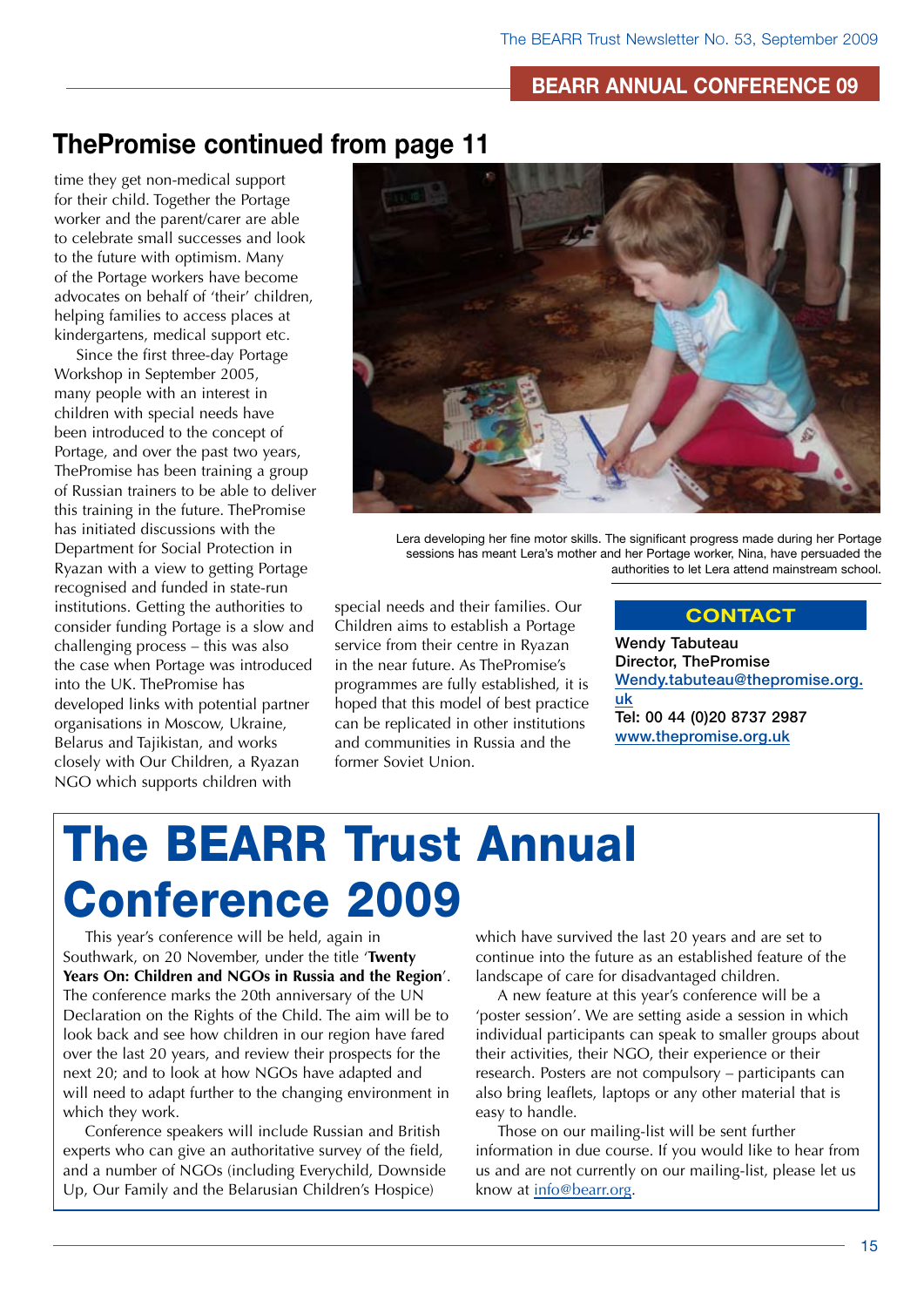## ThePromise continued from page 11

time they get non-medical support for their child. Together the Portage worker and the parent/carer are able to celebrate small successes and look to the future with optimism. Many of the Portage workers have become advocates on behalf of 'their' children, helping families to access places at kindergartens, medical support etc.

Since the first three-day Portage Workshop in September 2005, many people with an interest in children with special needs have been introduced to the concept of Portage, and over the past two years, ThePromise has been training a group of Russian trainers to be able to deliver this training in the future. ThePromise has initiated discussions with the Department for Social Protection in Ryazan with a view to getting Portage recognised and funded in state-run institutions. Getting the authorities to consider funding Portage is a slow and challenging process – this was also the case when Portage was introduced into the UK. ThePromise has developed links with potential partner organisations in Moscow, Ukraine, Belarus and Tajikistan, and works closely with Our Children, a Ryazan NGO which supports children with special needs and their families. Our Children aims to establish a Portage service from their centre in Ryazan in the near future. As ThePromise's programmes are fully established, it is hoped that this model of best practice can be replicated in other institutions and communities in Russia and the former Soviet Union.

Lera developing her fine motor skills. The significant progress made during her Portage sessions has meant Lera's mother and her Portage worker, Nina, have persuaded the authorities to let Lera attend mainstream school.

**CONTACT**

**Wendy Tabuteau**
**Director, ThePromise**
**Wendy.tabuteau@thepromise.org.uk**
**Tel: 00 44 (0)20 8737 2987**
**www.thepromise.org.uk**

# The BEARR Trust Annual Conference 2009

This year's conference will be held, again in Southwark, on 20 November, under the title '**Twenty Years On: Children and NGOs in Russia and the Region**'. The conference marks the 20th anniversary of the UN Declaration on the Rights of the Child. The aim will be to look back and see how children in our region have fared over the last 20 years, and review their prospects for the next 20; and to look at how NGOs have adapted and will need to adapt further to the changing environment in which they work.

Conference speakers will include Russian and British experts who can give an authoritative survey of the field, and a number of NGOs (including Everychild, Downside Up, Our Family and the Belarusian Children's Hospice) which have survived the last 20 years and are set to continue into the future as an established feature of the landscape of care for disadvantaged children.

A new feature at this year's conference will be a 'poster session'. We are setting aside a session in which individual participants can speak to smaller groups about their activities, their NGO, their experience or their research. Posters are not compulsory – participants can also bring leaflets, laptops or any other material that is easy to handle.

Those on our mailing-list will be sent further information in due course. If you would like to hear from us and are not currently on our mailing-list, please let us know at info@bearr.org.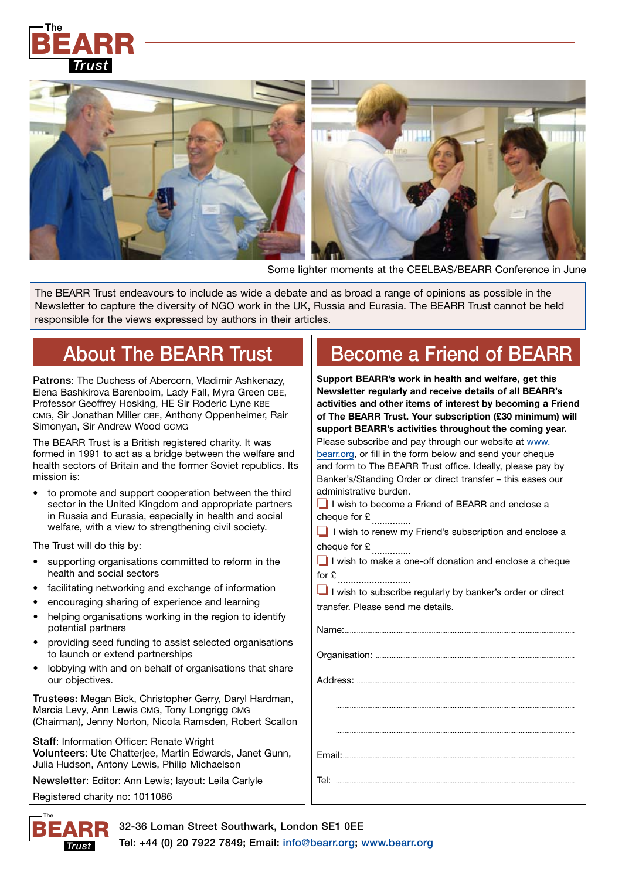The BEARR Trust

Some lighter moments at the CEELBAS/BEARR Conference in June

The BEARR Trust endeavours to include as wide a debate and as broad a range of opinions as possible in the Newsletter to capture the diversity of NGO work in the UK, Russia and Eurasia. The BEARR Trust cannot be held responsible for the views expressed by authors in their articles.

## About The BEARR Trust

**Patrons**: The Duchess of Abercorn, Vladimir Ashkenazy, Elena Bashkirova Barenboim, Lady Fall, Myra Green OBE, Professor Geoffrey Hosking, HE Sir Roderic Lyne KBE CMG, Sir Jonathan Miller CBE, Anthony Oppenheimer, Rair Simonyan, Sir Andrew Wood GCMG

The BEARR Trust is a British registered charity. It was formed in 1991 to act as a bridge between the welfare and health sectors of Britain and the former Soviet republics. Its mission is:

- to promote and support cooperation between the third sector in the United Kingdom and appropriate partners in Russia and Eurasia, especially in health and social welfare, with a view to strengthening civil society.

The Trust will do this by:

- supporting organisations committed to reform in the health and social sectors
- facilitating networking and exchange of information
- encouraging sharing of experience and learning
- helping organisations working in the region to identify potential partners
- providing seed funding to assist selected organisations to launch or extend partnerships
- lobbying with and on behalf of organisations that share our objectives.

**Trustees:** Megan Bick, Christopher Gerry, Daryl Hardman, Marcia Levy, Ann Lewis CMG, Tony Longrigg CMG (Chairman), Jenny Norton, Nicola Ramsden, Robert Scallon

**Staff**: Information Officer: Renate Wright
**Volunteers**: Ute Chatterjee, Martin Edwards, Janet Gunn, Julia Hudson, Antony Lewis, Philip Michaelson

**Newsletter**: Editor: Ann Lewis; layout: Leila Carlyle

Registered charity no: 1011086

## Become a Friend of BEARR

**Support BEARR's work in health and welfare, get this Newsletter regularly and receive details of all BEARR's activities and other items of interest by becoming a Friend of The BEARR Trust. Your subscription (£30 minimum) will support BEARR's activities throughout the coming year.**

Please subscribe and pay through our website at www.bearr.org, or fill in the form below and send your cheque and form to The BEARR Trust office. Ideally, please pay by Banker's/Standing Order or direct transfer – this eases our administrative burden.

- ☐ I wish to become a Friend of BEARR and enclose a cheque for £..............
- ☐ I wish to renew my Friend's subscription and enclose a cheque for £..............
- ☐ I wish to make a one-off donation and enclose a cheque for £..........................
- ☐ I wish to subscribe regularly by banker's order or direct transfer. Please send me details.

Name:..............................................................

Organisation: ..................................................

Address: ..........................................................

..........................................................

..........................................................

Email:..............................................................

Tel: ..................................................................

The BEARR Trust

32-36 Loman Street Southwark, London SE1 0EE
**Tel: +44 (0) 20 7922 7849; Email: info@bearr.org; www.bearr.org**